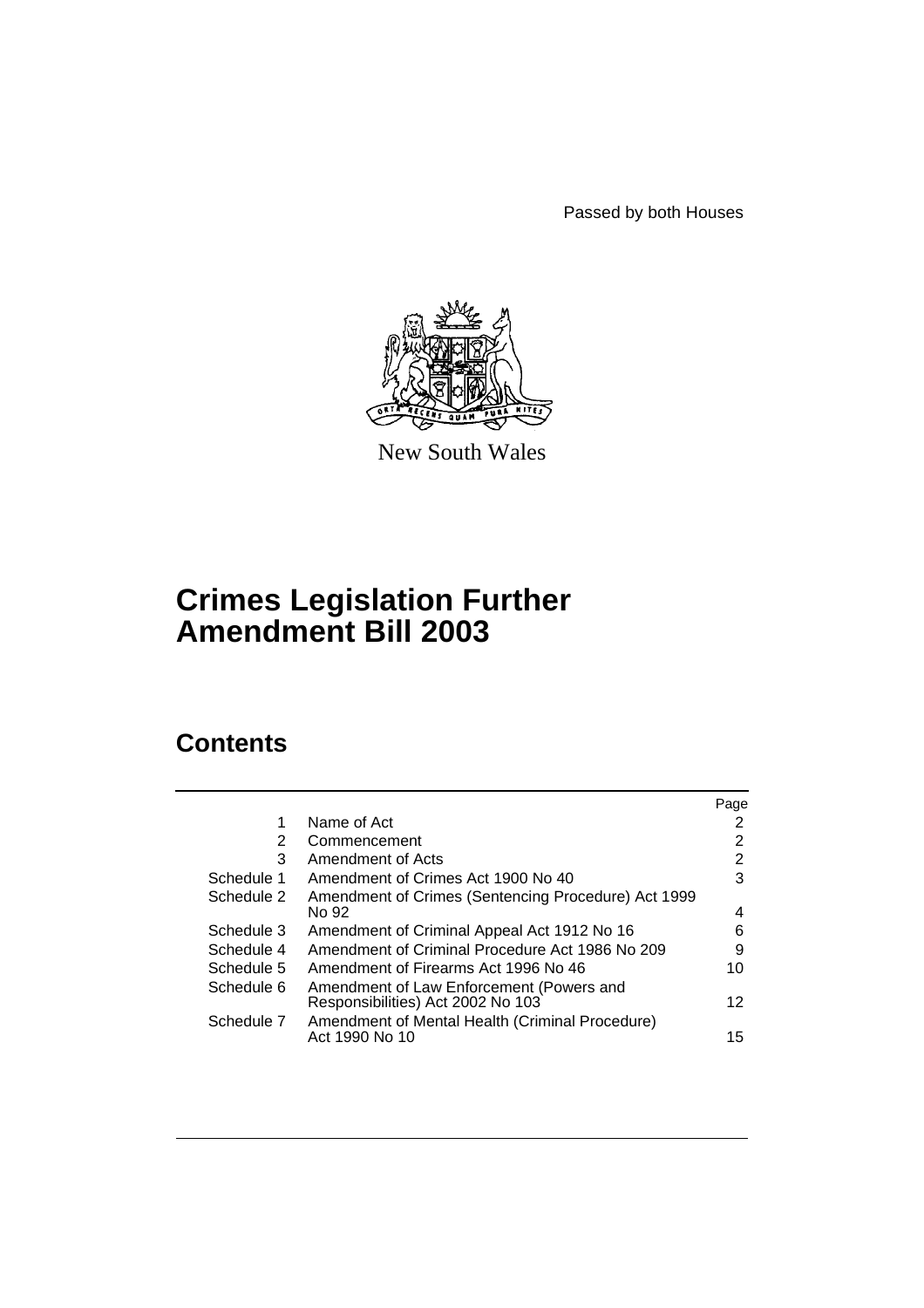Passed by both Houses

New South Wales

# Crimes Legislation Further Amendment Bill 2003

## Contents

| | | Page |
|---|---|---|
| 1 | Name of Act | 2 |
| 2 | Commencement | 2 |
| 3 | Amendment of Acts | 2 |
| Schedule 1 | Amendment of Crimes Act 1900 No 40 | 3 |
| Schedule 2 | Amendment of Crimes (Sentencing Procedure) Act 1999 No 92 | 4 |
| Schedule 3 | Amendment of Criminal Appeal Act 1912 No 16 | 6 |
| Schedule 4 | Amendment of Criminal Procedure Act 1986 No 209 | 9 |
| Schedule 5 | Amendment of Firearms Act 1996 No 46 | 10 |
| Schedule 6 | Amendment of Law Enforcement (Powers and Responsibilities) Act 2002 No 103 | 12 |
| Schedule 7 | Amendment of Mental Health (Criminal Procedure) Act 1990 No 10 | 15 |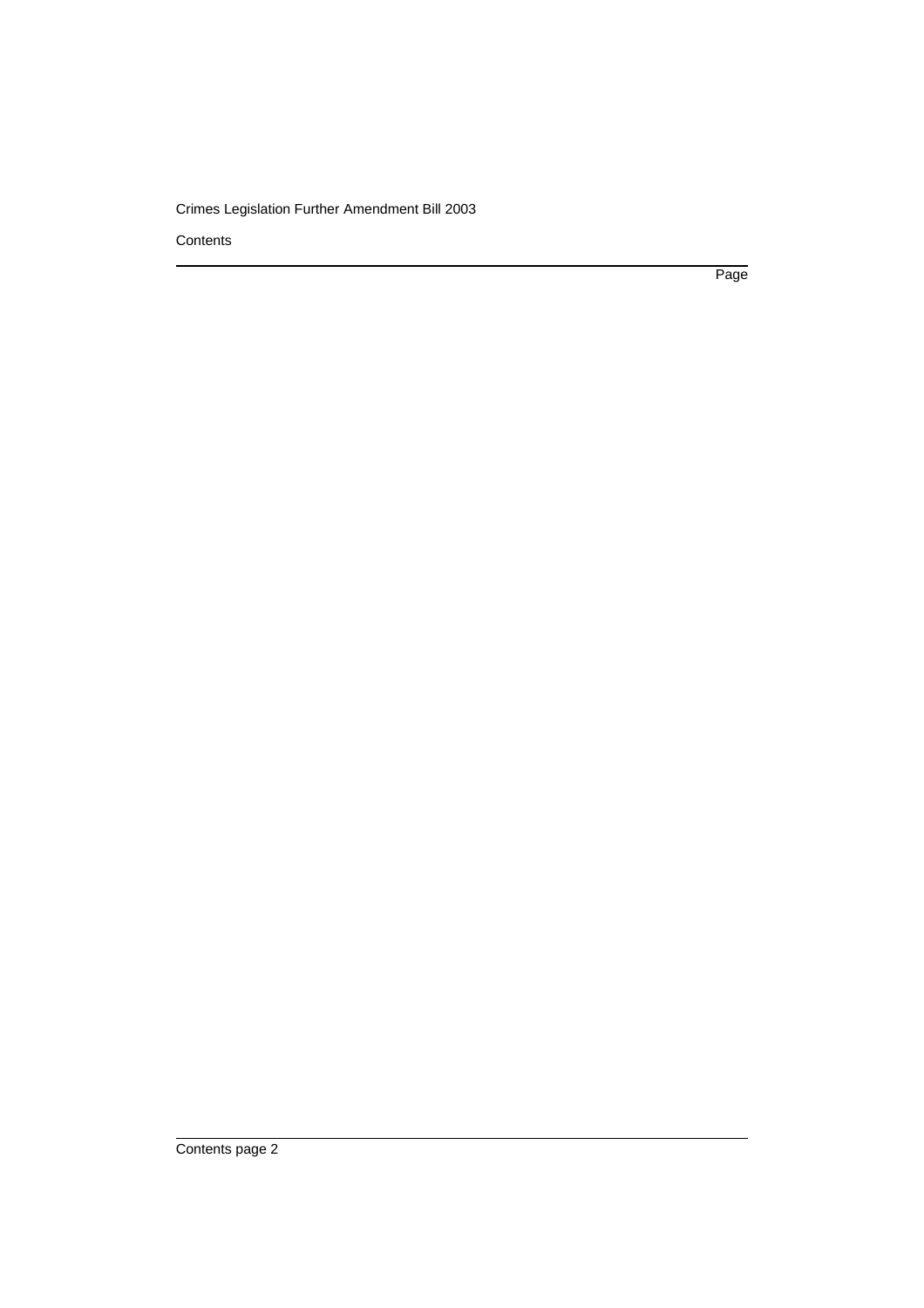Contents

Page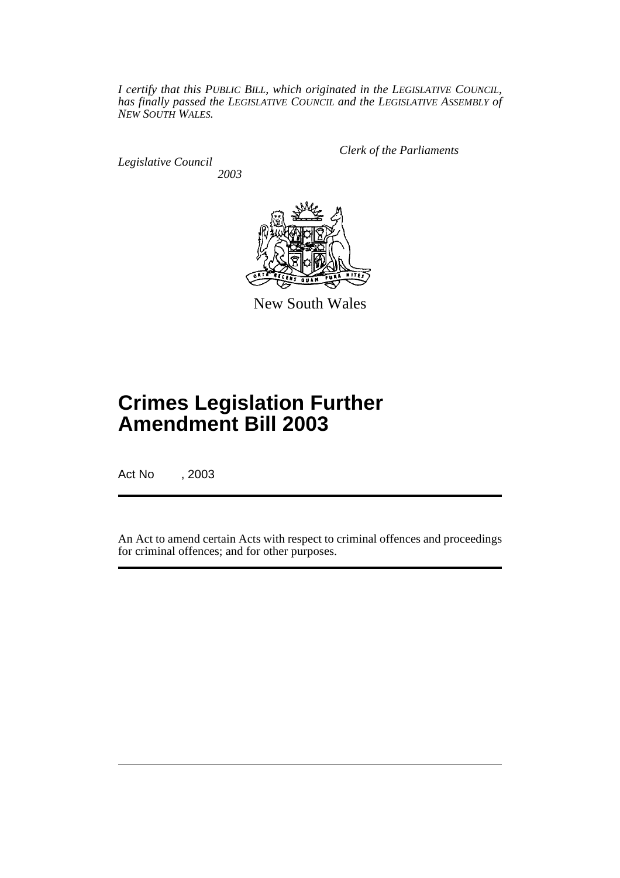*I certify that this PUBLIC BILL, which originated in the LEGISLATIVE COUNCIL, has finally passed the LEGISLATIVE COUNCIL and the LEGISLATIVE ASSEMBLY of NEW SOUTH WALES.*

*Clerk of the Parliaments*

*Legislative Council*
*2003*

New South Wales

# Crimes Legislation Further Amendment Bill 2003

Act No , 2003

An Act to amend certain Acts with respect to criminal offences and proceedings for criminal offences; and for other purposes.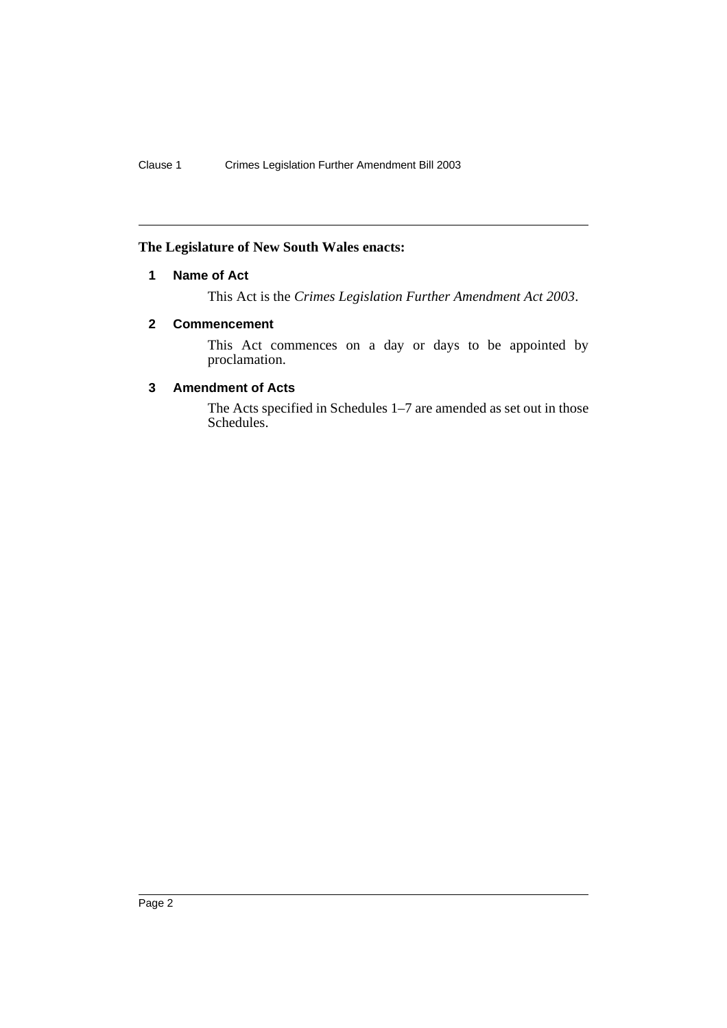**The Legislature of New South Wales enacts:**

## 1 Name of Act

This Act is the *Crimes Legislation Further Amendment Act 2003*.

## 2 Commencement

This Act commences on a day or days to be appointed by proclamation.

## 3 Amendment of Acts

The Acts specified in Schedules 1–7 are amended as set out in those Schedules.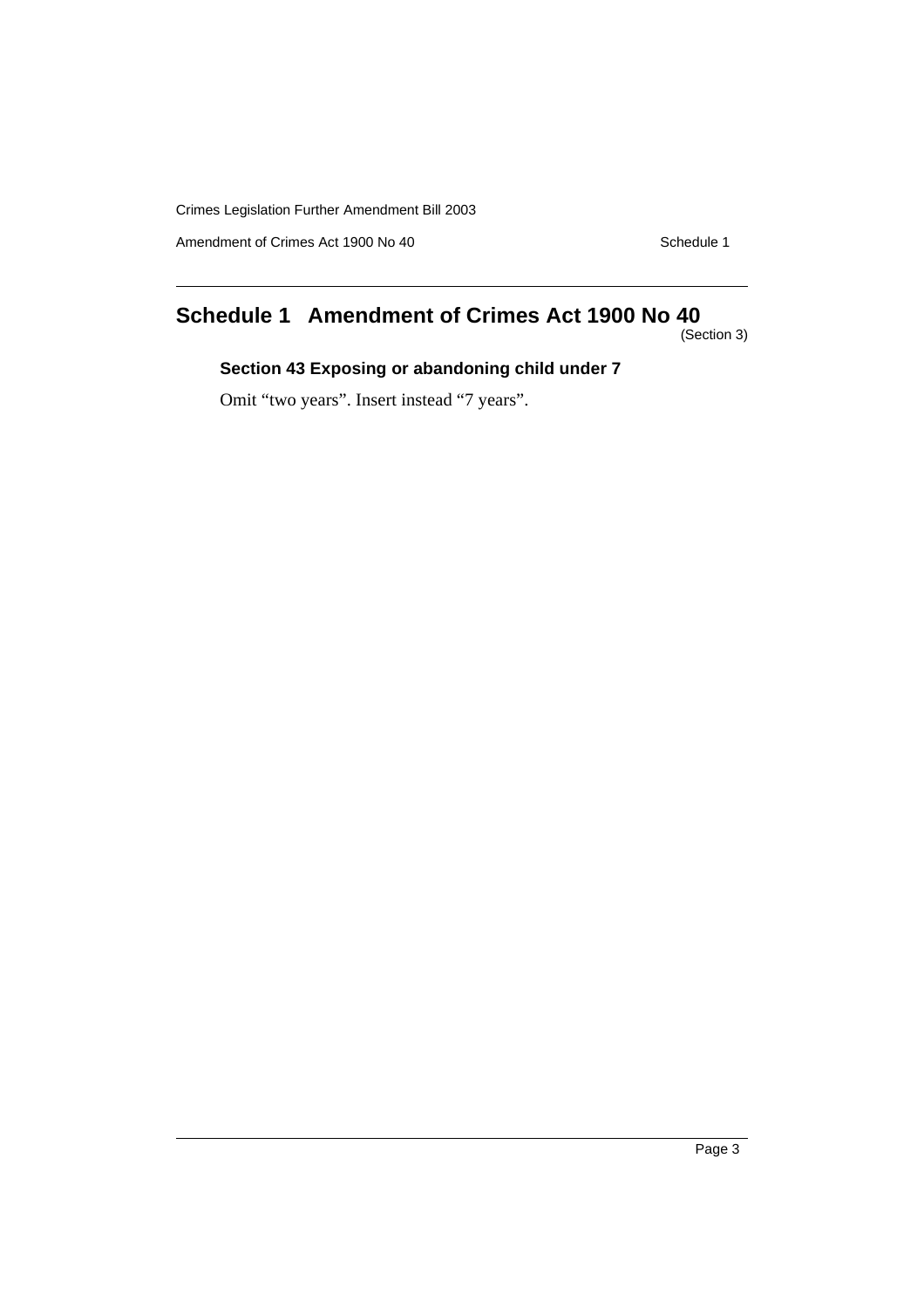## Schedule 1 Amendment of Crimes Act 1900 No 40

(Section 3)

### Section 43 Exposing or abandoning child under 7

Omit "two years". Insert instead "7 years".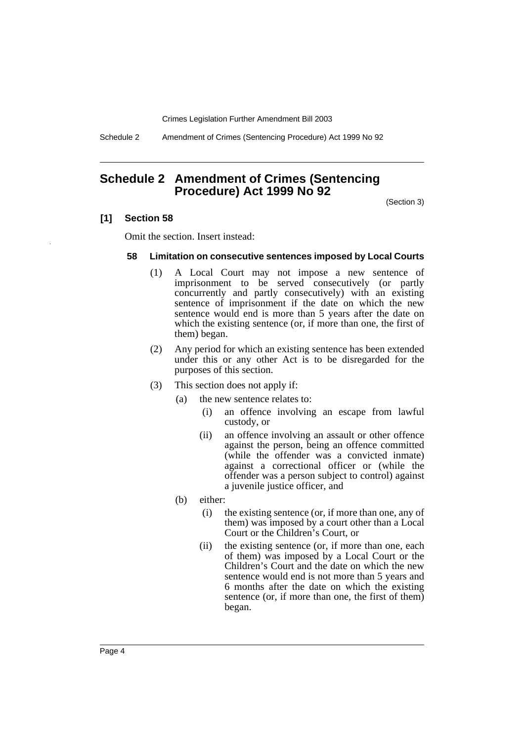# Schedule 2 Amendment of Crimes (Sentencing Procedure) Act 1999 No 92

(Section 3)

**[1] Section 58**

Omit the section. Insert instead:

**58 Limitation on consecutive sentences imposed by Local Courts**

(1) A Local Court may not impose a new sentence of imprisonment to be served consecutively (or partly concurrently and partly consecutively) with an existing sentence of imprisonment if the date on which the new sentence would end is more than 5 years after the date on which the existing sentence (or, if more than one, the first of them) began.

(2) Any period for which an existing sentence has been extended under this or any other Act is to be disregarded for the purposes of this section.

(3) This section does not apply if:

- (a) the new sentence relates to:
  - (i) an offence involving an escape from lawful custody, or
  - (ii) an offence involving an assault or other offence against the person, being an offence committed (while the offender was a convicted inmate) against a correctional officer or (while the offender was a person subject to control) against a juvenile justice officer, and
- (b) either:
  - (i) the existing sentence (or, if more than one, any of them) was imposed by a court other than a Local Court or the Children's Court, or
  - (ii) the existing sentence (or, if more than one, each of them) was imposed by a Local Court or the Children's Court and the date on which the new sentence would end is not more than 5 years and 6 months after the date on which the existing sentence (or, if more than one, the first of them) began.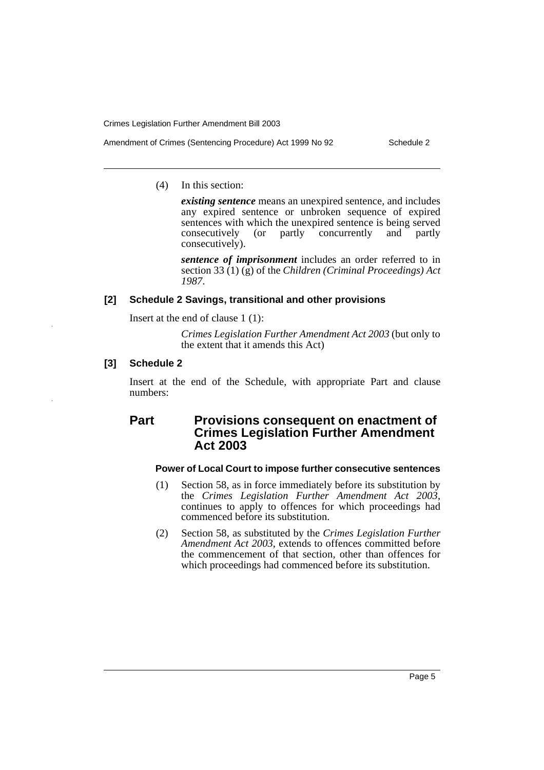(4) In this section:

***existing sentence*** means an unexpired sentence, and includes any expired sentence or unbroken sequence of expired sentences with which the unexpired sentence is being served consecutively (or partly concurrently and partly consecutively).

***sentence of imprisonment*** includes an order referred to in section 33 (1) (g) of the *Children (Criminal Proceedings) Act 1987*.

#### [2] Schedule 2 Savings, transitional and other provisions

Insert at the end of clause 1 (1):

*Crimes Legislation Further Amendment Act 2003* (but only to the extent that it amends this Act)

#### [3] Schedule 2

Insert at the end of the Schedule, with appropriate Part and clause numbers:

## Part Provisions consequent on enactment of Crimes Legislation Further Amendment Act 2003

#### Power of Local Court to impose further consecutive sentences

(1) Section 58, as in force immediately before its substitution by the *Crimes Legislation Further Amendment Act 2003*, continues to apply to offences for which proceedings had commenced before its substitution.

(2) Section 58, as substituted by the *Crimes Legislation Further Amendment Act 2003*, extends to offences committed before the commencement of that section, other than offences for which proceedings had commenced before its substitution.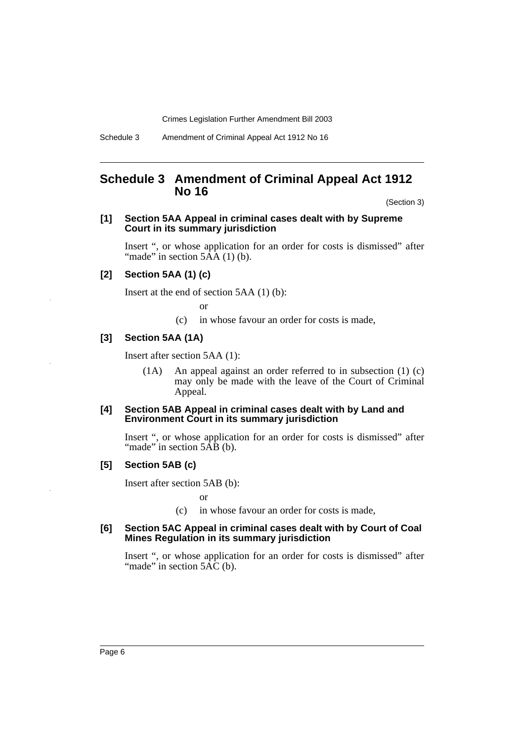# Schedule 3 Amendment of Criminal Appeal Act 1912 No 16

(Section 3)

**[1] Section 5AA Appeal in criminal cases dealt with by Supreme Court in its summary jurisdiction**

Insert ", or whose application for an order for costs is dismissed" after "made" in section 5AA (1) (b).

**[2] Section 5AA (1) (c)**

Insert at the end of section 5AA (1) (b):

or

(c) in whose favour an order for costs is made,

**[3] Section 5AA (1A)**

Insert after section 5AA (1):

(1A) An appeal against an order referred to in subsection (1) (c) may only be made with the leave of the Court of Criminal Appeal.

**[4] Section 5AB Appeal in criminal cases dealt with by Land and Environment Court in its summary jurisdiction**

Insert ", or whose application for an order for costs is dismissed" after "made" in section 5AB (b).

**[5] Section 5AB (c)**

Insert after section 5AB (b):

or

(c) in whose favour an order for costs is made,

**[6] Section 5AC Appeal in criminal cases dealt with by Court of Coal Mines Regulation in its summary jurisdiction**

Insert ", or whose application for an order for costs is dismissed" after "made" in section 5AC (b).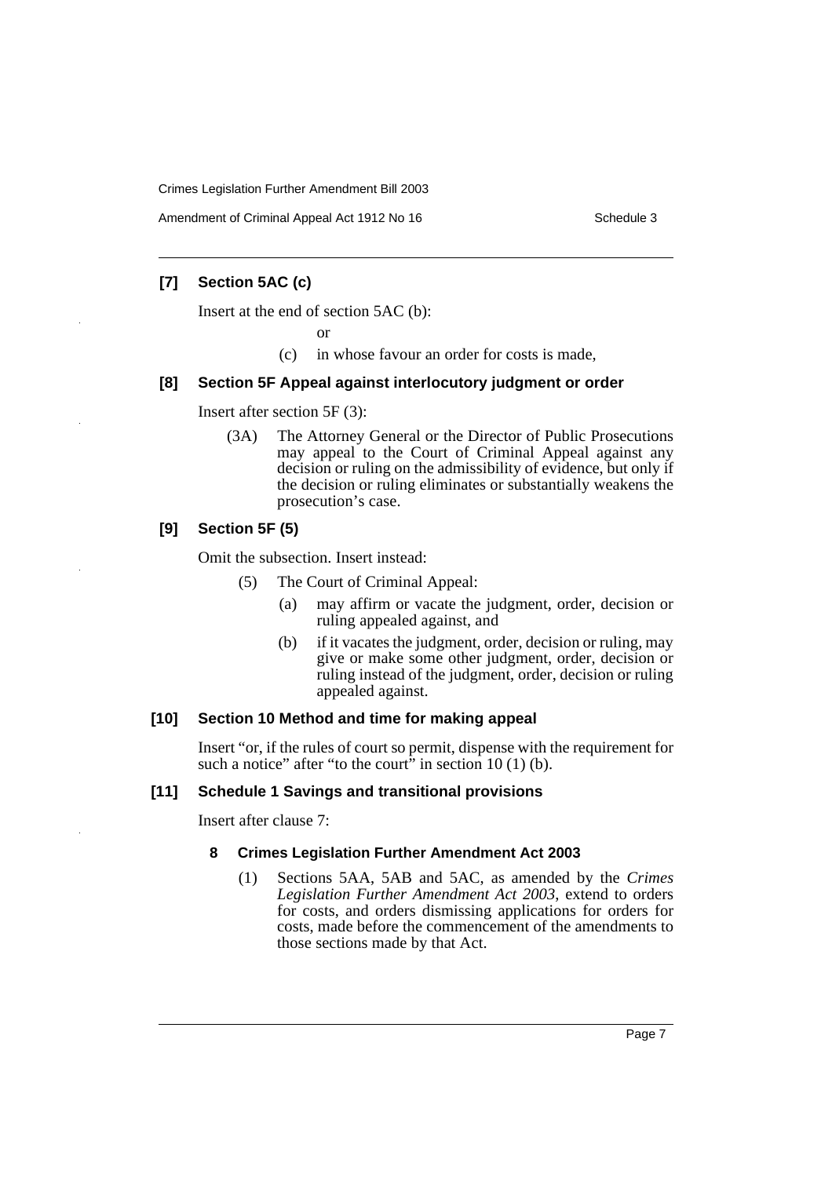### [7] Section 5AC (c)

Insert at the end of section 5AC (b):

or

(c) in whose favour an order for costs is made,

### [8] Section 5F Appeal against interlocutory judgment or order

Insert after section 5F (3):

(3A) The Attorney General or the Director of Public Prosecutions may appeal to the Court of Criminal Appeal against any decision or ruling on the admissibility of evidence, but only if the decision or ruling eliminates or substantially weakens the prosecution's case.

### [9] Section 5F (5)

Omit the subsection. Insert instead:

(5) The Court of Criminal Appeal:

(a) may affirm or vacate the judgment, order, decision or ruling appealed against, and

(b) if it vacates the judgment, order, decision or ruling, may give or make some other judgment, order, decision or ruling instead of the judgment, order, decision or ruling appealed against.

### [10] Section 10 Method and time for making appeal

Insert "or, if the rules of court so permit, dispense with the requirement for such a notice" after "to the court" in section 10 (1) (b).

### [11] Schedule 1 Savings and transitional provisions

Insert after clause 7:

#### 8 Crimes Legislation Further Amendment Act 2003

(1) Sections 5AA, 5AB and 5AC, as amended by the *Crimes Legislation Further Amendment Act 2003*, extend to orders for costs, and orders dismissing applications for orders for costs, made before the commencement of the amendments to those sections made by that Act.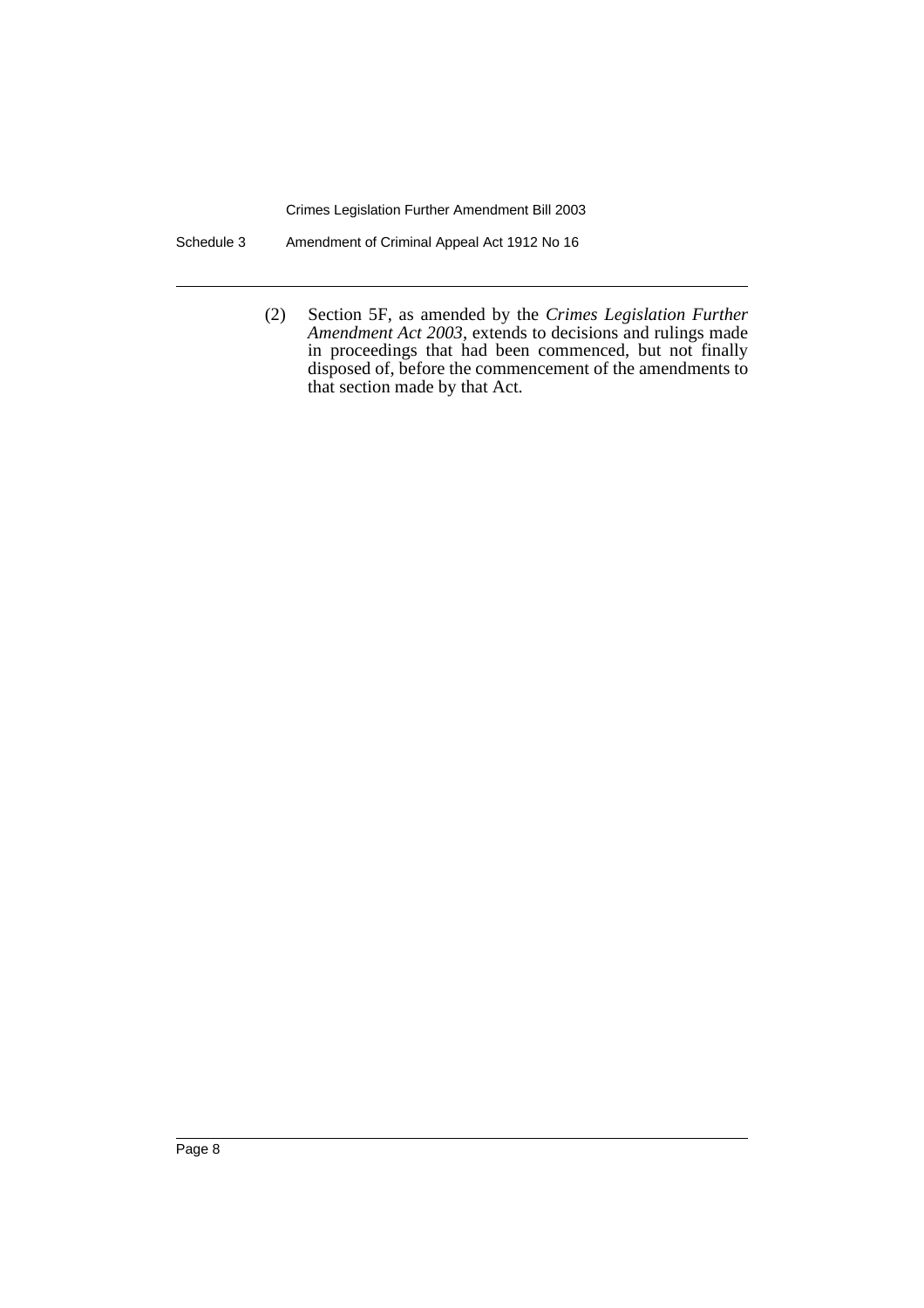(2) Section 5F, as amended by the *Crimes Legislation Further Amendment Act 2003*, extends to decisions and rulings made in proceedings that had been commenced, but not finally disposed of, before the commencement of the amendments to that section made by that Act.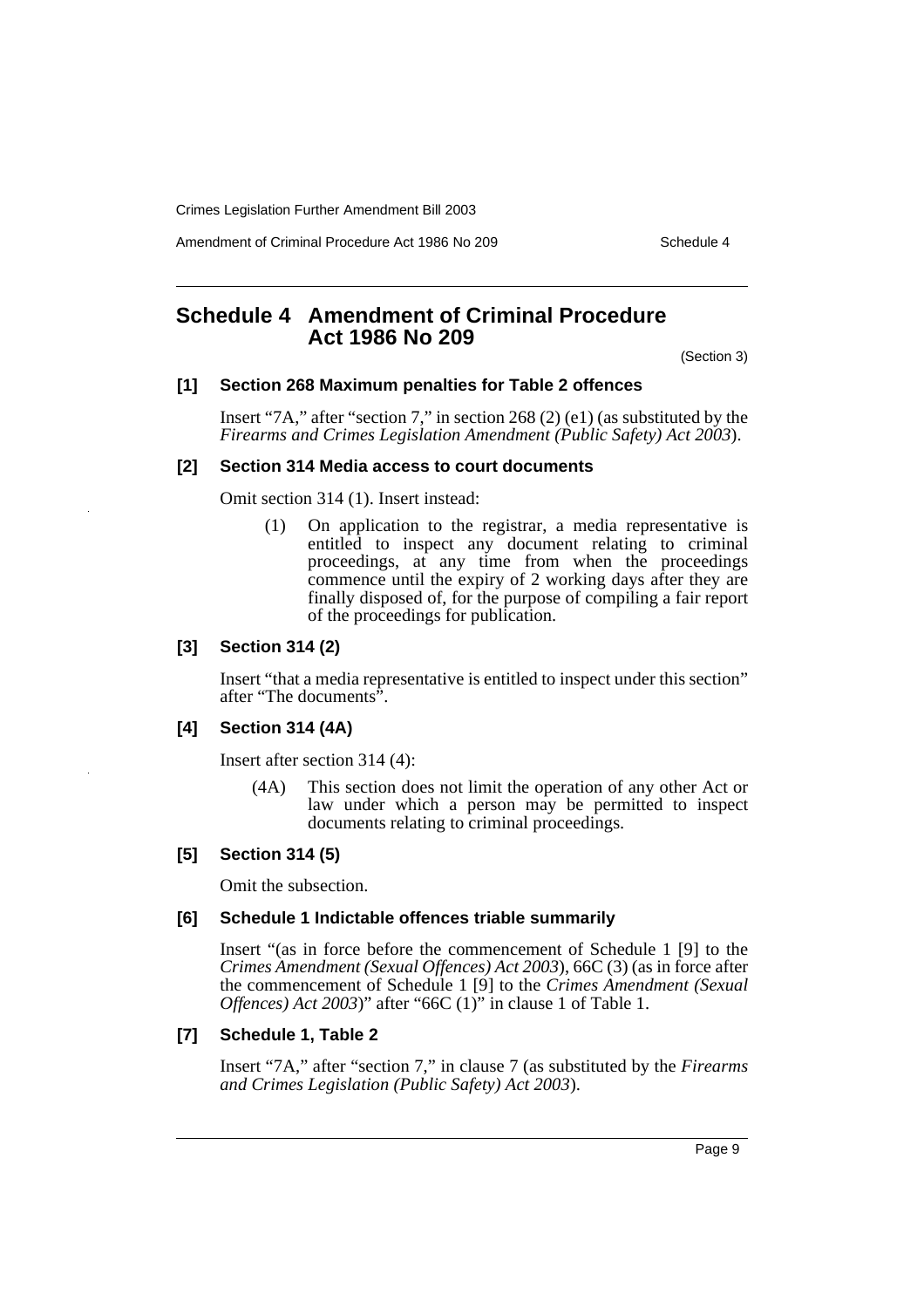## Schedule 4 Amendment of Criminal Procedure Act 1986 No 209

(Section 3)

### [1] Section 268 Maximum penalties for Table 2 offences

Insert "7A," after "section 7," in section 268 (2) (e1) (as substituted by the *Firearms and Crimes Legislation Amendment (Public Safety) Act 2003*).

### [2] Section 314 Media access to court documents

Omit section 314 (1). Insert instead:

> (1) On application to the registrar, a media representative is entitled to inspect any document relating to criminal proceedings, at any time from when the proceedings commence until the expiry of 2 working days after they are finally disposed of, for the purpose of compiling a fair report of the proceedings for publication.

### [3] Section 314 (2)

Insert "that a media representative is entitled to inspect under this section" after "The documents".

### [4] Section 314 (4A)

Insert after section 314 (4):

> (4A) This section does not limit the operation of any other Act or law under which a person may be permitted to inspect documents relating to criminal proceedings.

### [5] Section 314 (5)

Omit the subsection.

### [6] Schedule 1 Indictable offences triable summarily

Insert "(as in force before the commencement of Schedule 1 [9] to the *Crimes Amendment (Sexual Offences) Act 2003*), 66C (3) (as in force after the commencement of Schedule 1 [9] to the *Crimes Amendment (Sexual Offences) Act 2003*)" after "66C (1)" in clause 1 of Table 1.

### [7] Schedule 1, Table 2

Insert "7A," after "section 7," in clause 7 (as substituted by the *Firearms and Crimes Legislation (Public Safety) Act 2003*).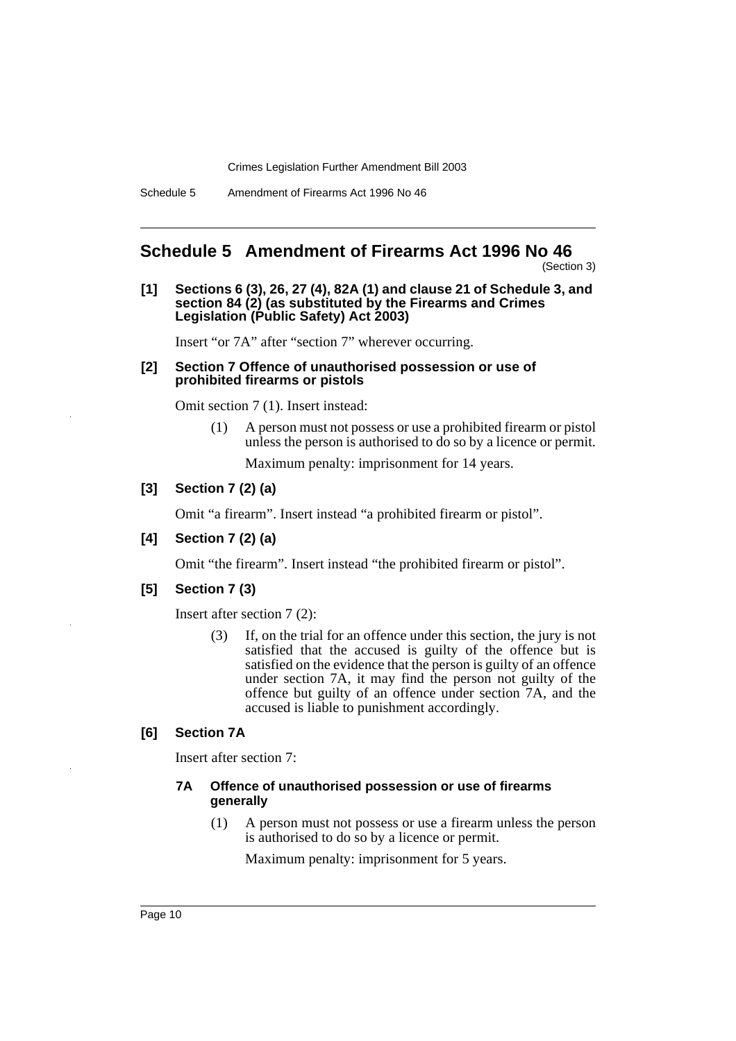## Schedule 5 Amendment of Firearms Act 1996 No 46

(Section 3)

**[1] Sections 6 (3), 26, 27 (4), 82A (1) and clause 21 of Schedule 3, and section 84 (2) (as substituted by the Firearms and Crimes Legislation (Public Safety) Act 2003)**

Insert "or 7A" after "section 7" wherever occurring.

**[2] Section 7 Offence of unauthorised possession or use of prohibited firearms or pistols**

Omit section 7 (1). Insert instead:

> (1) A person must not possess or use a prohibited firearm or pistol unless the person is authorised to do so by a licence or permit.
>
> Maximum penalty: imprisonment for 14 years.

**[3] Section 7 (2) (a)**

Omit "a firearm". Insert instead "a prohibited firearm or pistol".

**[4] Section 7 (2) (a)**

Omit "the firearm". Insert instead "the prohibited firearm or pistol".

**[5] Section 7 (3)**

Insert after section 7 (2):

> (3) If, on the trial for an offence under this section, the jury is not satisfied that the accused is guilty of the offence but is satisfied on the evidence that the person is guilty of an offence under section 7A, it may find the person not guilty of the offence but guilty of an offence under section 7A, and the accused is liable to punishment accordingly.

**[6] Section 7A**

Insert after section 7:

> **7A Offence of unauthorised possession or use of firearms generally**
>
> (1) A person must not possess or use a firearm unless the person is authorised to do so by a licence or permit.
>
> Maximum penalty: imprisonment for 5 years.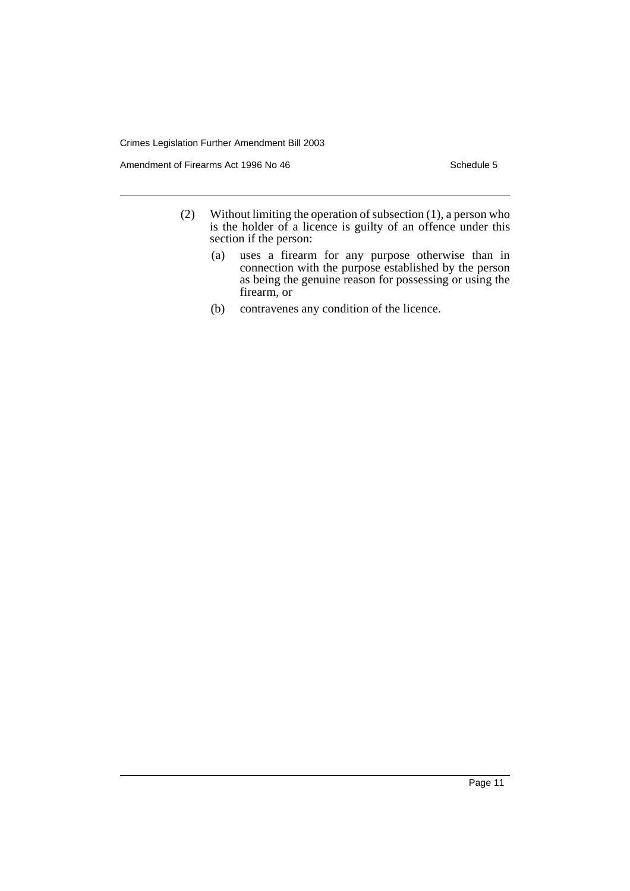(2) Without limiting the operation of subsection (1), a person who is the holder of a licence is guilty of an offence under this section if the person:

(a) uses a firearm for any purpose otherwise than in connection with the purpose established by the person as being the genuine reason for possessing or using the firearm, or

(b) contravenes any condition of the licence.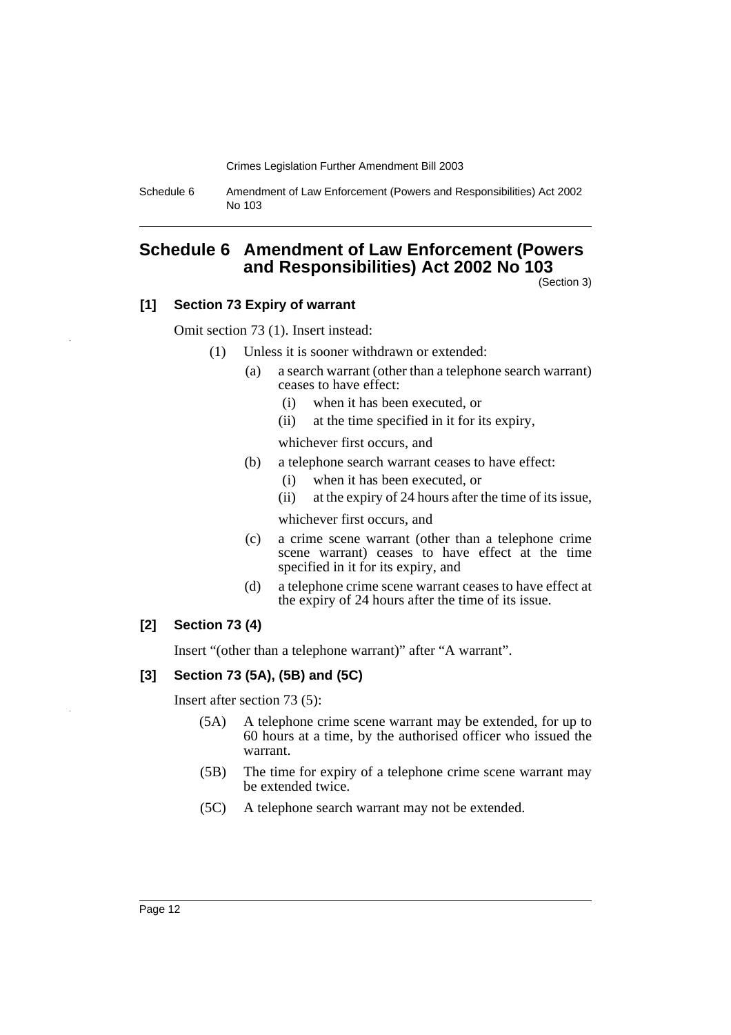# Schedule 6 Amendment of Law Enforcement (Powers and Responsibilities) Act 2002 No 103

(Section 3)

### [1] Section 73 Expiry of warrant

Omit section 73 (1). Insert instead:

(1) Unless it is sooner withdrawn or extended:

- (a) a search warrant (other than a telephone search warrant) ceases to have effect:
  - (i) when it has been executed, or
  - (ii) at the time specified in it for its expiry,

  whichever first occurs, and
- (b) a telephone search warrant ceases to have effect:
  - (i) when it has been executed, or
  - (ii) at the expiry of 24 hours after the time of its issue,

  whichever first occurs, and
- (c) a crime scene warrant (other than a telephone crime scene warrant) ceases to have effect at the time specified in it for its expiry, and
- (d) a telephone crime scene warrant ceases to have effect at the expiry of 24 hours after the time of its issue.

### [2] Section 73 (4)

Insert "(other than a telephone warrant)" after "A warrant".

### [3] Section 73 (5A), (5B) and (5C)

Insert after section 73 (5):

(5A) A telephone crime scene warrant may be extended, for up to 60 hours at a time, by the authorised officer who issued the warrant.

(5B) The time for expiry of a telephone crime scene warrant may be extended twice.

(5C) A telephone search warrant may not be extended.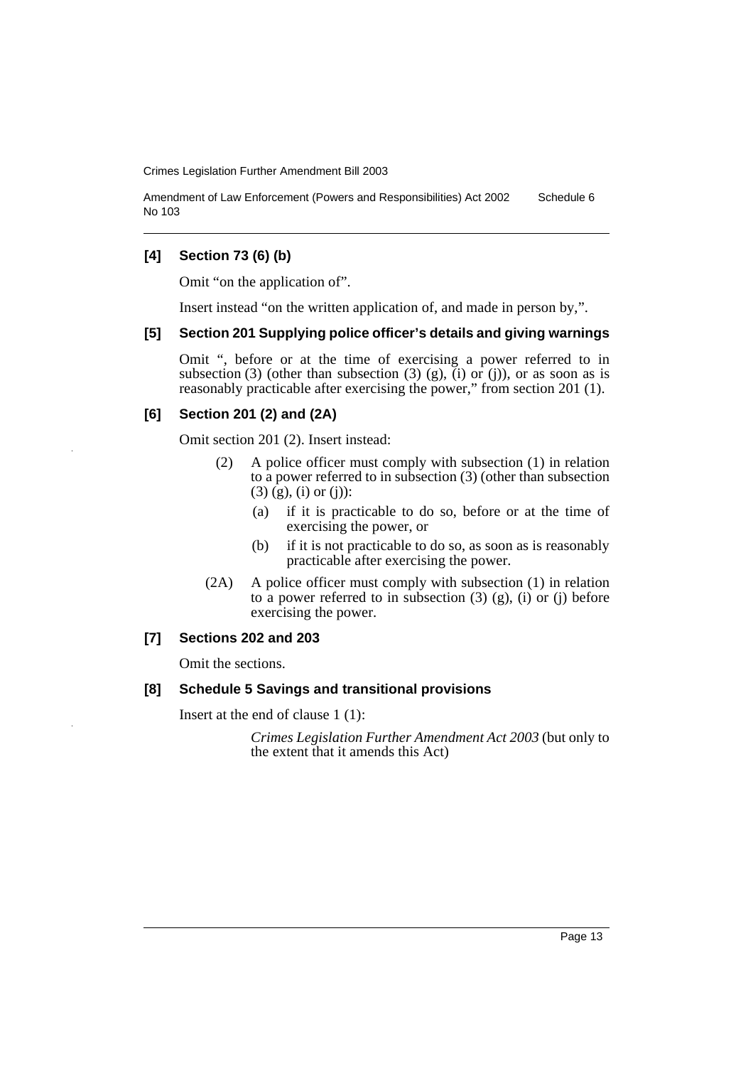**[4] Section 73 (6) (b)**

Omit "on the application of".

Insert instead "on the written application of, and made in person by,".

**[5] Section 201 Supplying police officer's details and giving warnings**

Omit ", before or at the time of exercising a power referred to in subsection (3) (other than subsection (3) (g), (i) or (j)), or as soon as is reasonably practicable after exercising the power," from section 201 (1).

**[6] Section 201 (2) and (2A)**

Omit section 201 (2). Insert instead:

(2) A police officer must comply with subsection (1) in relation to a power referred to in subsection (3) (other than subsection (3) (g), (i) or (j)):

- (a) if it is practicable to do so, before or at the time of exercising the power, or
- (b) if it is not practicable to do so, as soon as is reasonably practicable after exercising the power.

(2A) A police officer must comply with subsection (1) in relation to a power referred to in subsection (3) (g), (i) or (j) before exercising the power.

**[7] Sections 202 and 203**

Omit the sections.

**[8] Schedule 5 Savings and transitional provisions**

Insert at the end of clause 1 (1):

*Crimes Legislation Further Amendment Act 2003* (but only to the extent that it amends this Act)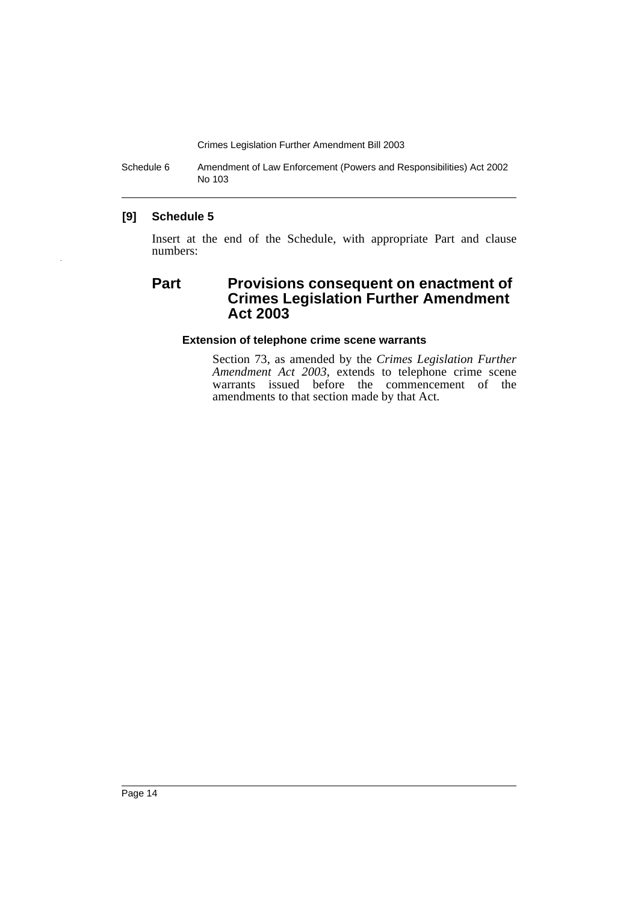### [9] Schedule 5

Insert at the end of the Schedule, with appropriate Part and clause numbers:

## Part Provisions consequent on enactment of Crimes Legislation Further Amendment Act 2003

#### Extension of telephone crime scene warrants

Section 73, as amended by the *Crimes Legislation Further Amendment Act 2003*, extends to telephone crime scene warrants issued before the commencement of the amendments to that section made by that Act.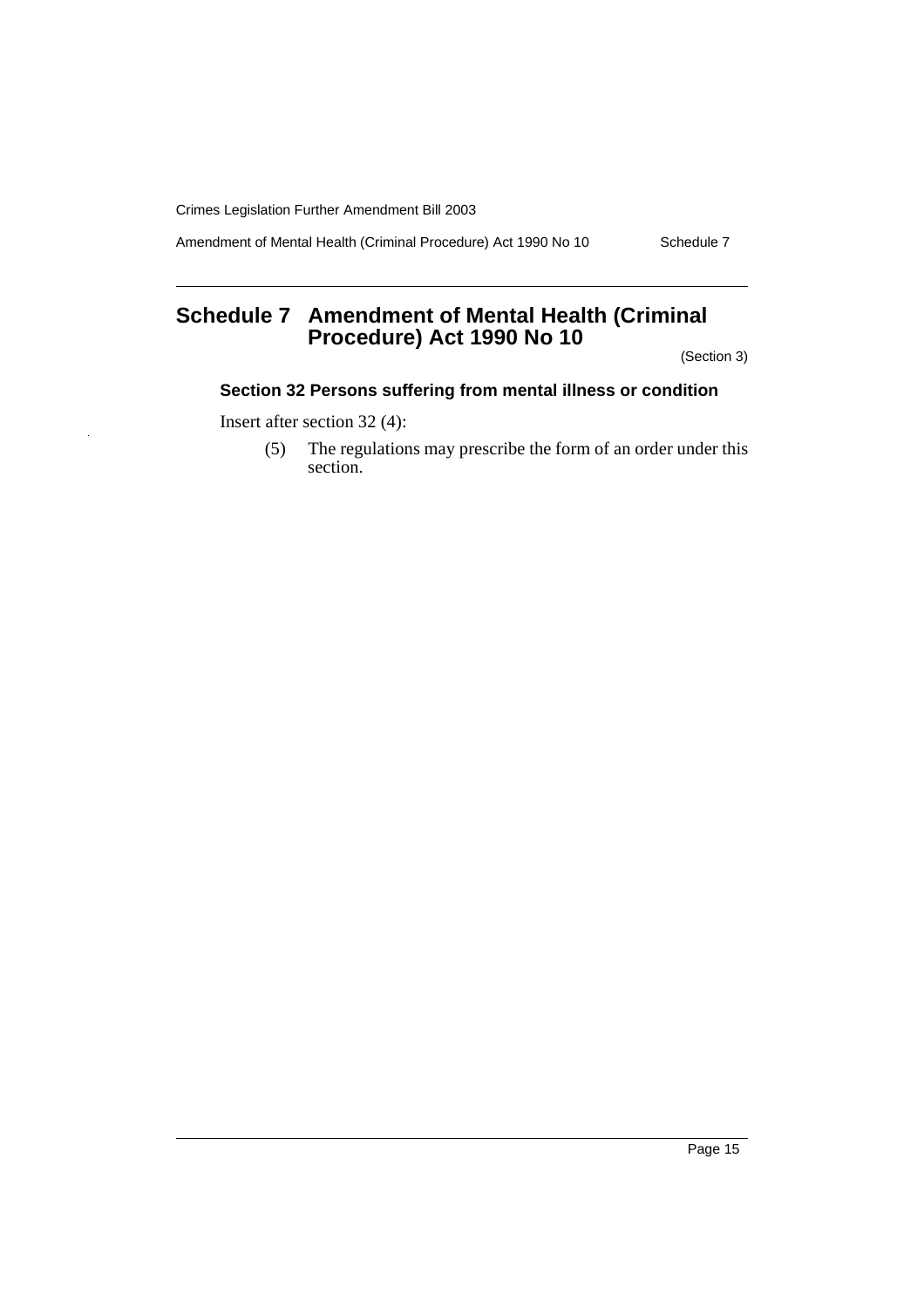# Schedule 7 Amendment of Mental Health (Criminal Procedure) Act 1990 No 10

(Section 3)

### Section 32 Persons suffering from mental illness or condition

Insert after section 32 (4):

(5) The regulations may prescribe the form of an order under this section.